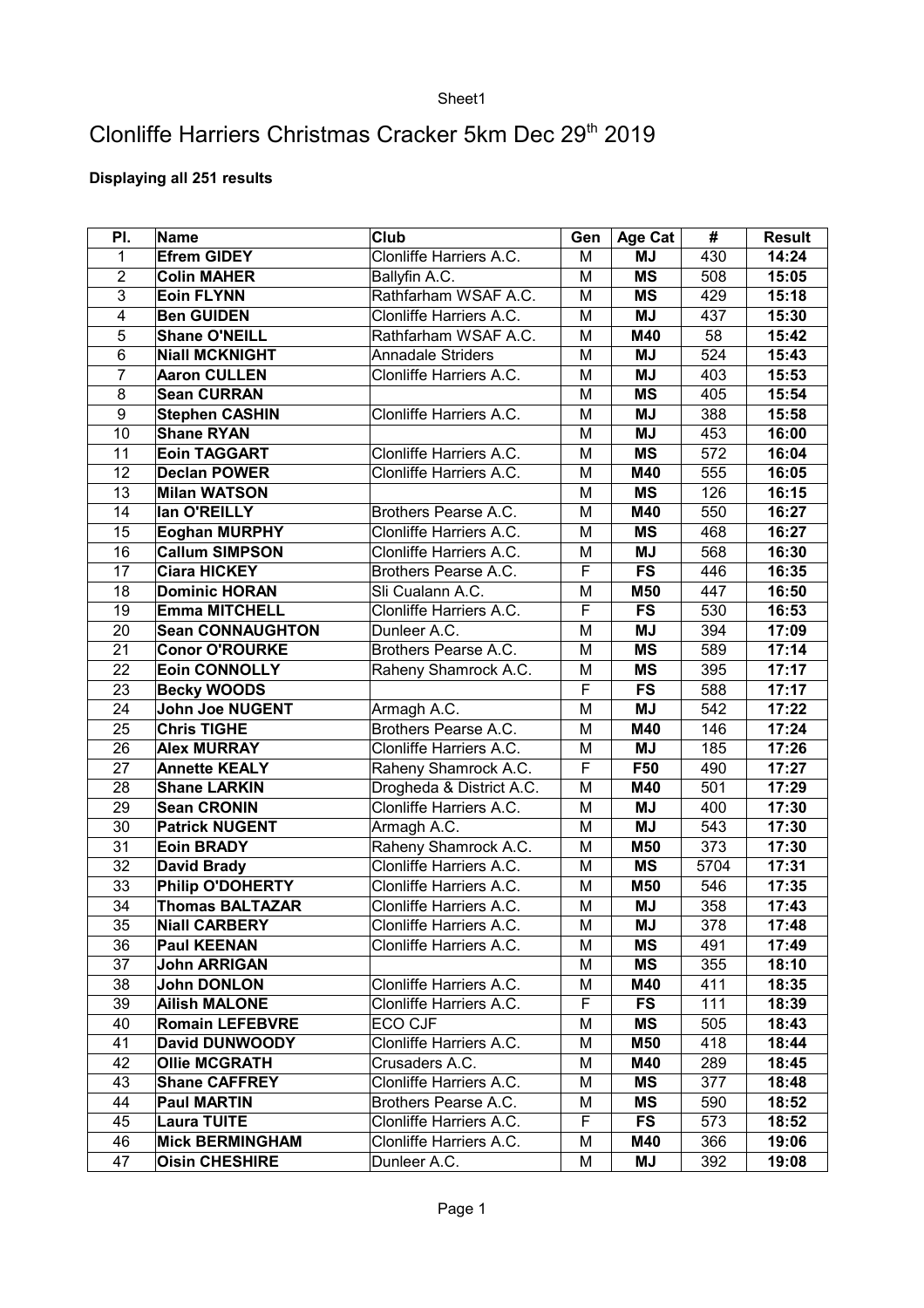# Clonliffe Harriers Christmas Cracker 5km Dec 29th 2019

**Displaying all 251 results**

| Pl. | Name | Club | Gen | Age Cat | # | Result |
|---|---|---|---|---|---|---|
| 1 | **Efrem GIDEY** | Clonliffe Harriers A.C. | M | **MJ** | 430 | **14:24** |
| 2 | **Colin MAHER** | Ballyfin A.C. | M | **MS** | 508 | **15:05** |
| 3 | **Eoin FLYNN** | Rathfarham WSAF A.C. | M | **MS** | 429 | **15:18** |
| 4 | **Ben GUIDEN** | Clonliffe Harriers A.C. | M | **MJ** | 437 | **15:30** |
| 5 | **Shane O'NEILL** | Rathfarham WSAF A.C. | M | **M40** | 58 | **15:42** |
| 6 | **Niall MCKNIGHT** | Annadale Striders | M | **MJ** | 524 | **15:43** |
| 7 | **Aaron CULLEN** | Clonliffe Harriers A.C. | M | **MJ** | 403 | **15:53** |
| 8 | **Sean CURRAN** | | M | **MS** | 405 | **15:54** |
| 9 | **Stephen CASHIN** | Clonliffe Harriers A.C. | M | **MJ** | 388 | **15:58** |
| 10 | **Shane RYAN** | | M | **MJ** | 453 | **16:00** |
| 11 | **Eoin TAGGART** | Clonliffe Harriers A.C. | M | **MS** | 572 | **16:04** |
| 12 | **Declan POWER** | Clonliffe Harriers A.C. | M | **M40** | 555 | **16:05** |
| 13 | **Milan WATSON** | | M | **MS** | 126 | **16:15** |
| 14 | **Ian O'REILLY** | Brothers Pearse A.C. | M | **M40** | 550 | **16:27** |
| 15 | **Eoghan MURPHY** | Clonliffe Harriers A.C. | M | **MS** | 468 | **16:27** |
| 16 | **Callum SIMPSON** | Clonliffe Harriers A.C. | M | **MJ** | 568 | **16:30** |
| 17 | **Ciara HICKEY** | Brothers Pearse A.C. | F | **FS** | 446 | **16:35** |
| 18 | **Dominic HORAN** | Sli Cualann A.C. | M | **M50** | 447 | **16:50** |
| 19 | **Emma MITCHELL** | Clonliffe Harriers A.C. | F | **FS** | 530 | **16:53** |
| 20 | **Sean CONNAUGHTON** | Dunleer A.C. | M | **MJ** | 394 | **17:09** |
| 21 | **Conor O'ROURKE** | Brothers Pearse A.C. | M | **MS** | 589 | **17:14** |
| 22 | **Eoin CONNOLLY** | Raheny Shamrock A.C. | M | **MS** | 395 | **17:17** |
| 23 | **Becky WOODS** | | F | **FS** | 588 | **17:17** |
| 24 | **John Joe NUGENT** | Armagh A.C. | M | **MJ** | 542 | **17:22** |
| 25 | **Chris TIGHE** | Brothers Pearse A.C. | M | **M40** | 146 | **17:24** |
| 26 | **Alex MURRAY** | Clonliffe Harriers A.C. | M | **MJ** | 185 | **17:26** |
| 27 | **Annette KEALY** | Raheny Shamrock A.C. | F | **F50** | 490 | **17:27** |
| 28 | **Shane LARKIN** | Drogheda & District A.C. | M | **M40** | 501 | **17:29** |
| 29 | **Sean CRONIN** | Clonliffe Harriers A.C. | M | **MJ** | 400 | **17:30** |
| 30 | **Patrick NUGENT** | Armagh A.C. | M | **MJ** | 543 | **17:30** |
| 31 | **Eoin BRADY** | Raheny Shamrock A.C. | M | **M50** | 373 | **17:30** |
| 32 | **David Brady** | Clonliffe Harriers A.C. | M | **MS** | 5704 | **17:31** |
| 33 | **Philip O'DOHERTY** | Clonliffe Harriers A.C. | M | **M50** | 546 | **17:35** |
| 34 | **Thomas BALTAZAR** | Clonliffe Harriers A.C. | M | **MJ** | 358 | **17:43** |
| 35 | **Niall CARBERY** | Clonliffe Harriers A.C. | M | **MJ** | 378 | **17:48** |
| 36 | **Paul KEENAN** | Clonliffe Harriers A.C. | M | **MS** | 491 | **17:49** |
| 37 | **John ARRIGAN** | | M | **MS** | 355 | **18:10** |
| 38 | **John DONLON** | Clonliffe Harriers A.C. | M | **M40** | 411 | **18:35** |
| 39 | **Ailish MALONE** | Clonliffe Harriers A.C. | F | **FS** | 111 | **18:39** |
| 40 | **Romain LEFEBVRE** | ECO CJF | M | **MS** | 505 | **18:43** |
| 41 | **David DUNWOODY** | Clonliffe Harriers A.C. | M | **M50** | 418 | **18:44** |
| 42 | **Ollie MCGRATH** | Crusaders A.C. | M | **M40** | 289 | **18:45** |
| 43 | **Shane CAFFREY** | Clonliffe Harriers A.C. | M | **MS** | 377 | **18:48** |
| 44 | **Paul MARTIN** | Brothers Pearse A.C. | M | **MS** | 590 | **18:52** |
| 45 | **Laura TUITE** | Clonliffe Harriers A.C. | F | **FS** | 573 | **18:52** |
| 46 | **Mick BERMINGHAM** | Clonliffe Harriers A.C. | M | **M40** | 366 | **19:06** |
| 47 | **Oisin CHESHIRE** | Dunleer A.C. | M | **MJ** | 392 | **19:08** |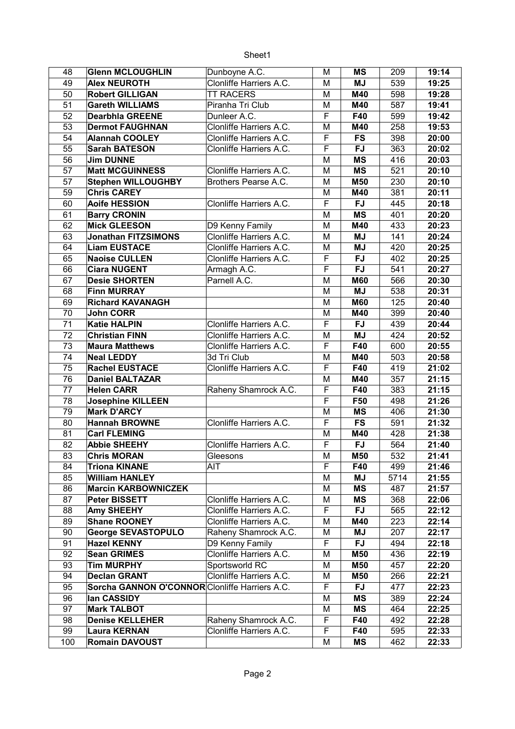| 48 | **Glenn MCLOUGHLIN** | Dunboyne A.C. | M | **MS** | 209 | **19:14** |
|---|---|---|---|---|---|---|
| 49 | **Alex NEUROTH** | Clonliffe Harriers A.C. | M | **MJ** | 539 | **19:25** |
| 50 | **Robert GILLIGAN** | TT RACERS | M | **M40** | 598 | **19:28** |
| 51 | **Gareth WILLIAMS** | Piranha Tri Club | M | **M40** | 587 | **19:41** |
| 52 | **Dearbhla GREENE** | Dunleer A.C. | F | **F40** | 599 | **19:42** |
| 53 | **Dermot FAUGHNAN** | Clonliffe Harriers A.C. | M | **M40** | 258 | **19:53** |
| 54 | **Alannah COOLEY** | Clonliffe Harriers A.C. | F | **FS** | 398 | **20:00** |
| 55 | **Sarah BATESON** | Clonliffe Harriers A.C. | F | **FJ** | 363 | **20:02** |
| 56 | **Jim DUNNE** | | M | **MS** | 416 | **20:03** |
| 57 | **Matt MCGUINNESS** | Clonliffe Harriers A.C. | M | **MS** | 521 | **20:10** |
| 57 | **Stephen WILLOUGHBY** | Brothers Pearse A.C. | M | **M50** | 230 | **20:10** |
| 59 | **Chris CAREY** | | M | **M40** | 381 | **20:11** |
| 60 | **Aoife HESSION** | Clonliffe Harriers A.C. | F | **FJ** | 445 | **20:18** |
| 61 | **Barry CRONIN** | | M | **MS** | 401 | **20:20** |
| 62 | **Mick GLEESON** | D9 Kenny Family | M | **M40** | 433 | **20:23** |
| 63 | **Jonathan FITZSIMONS** | Clonliffe Harriers A.C. | M | **MJ** | 141 | **20:24** |
| 64 | **Liam EUSTACE** | Clonliffe Harriers A.C. | M | **MJ** | 420 | **20:25** |
| 65 | **Naoise CULLEN** | Clonliffe Harriers A.C. | F | **FJ** | 402 | **20:25** |
| 66 | **Ciara NUGENT** | Armagh A.C. | F | **FJ** | 541 | **20:27** |
| 67 | **Desie SHORTEN** | Parnell A.C. | M | **M60** | 566 | **20:30** |
| 68 | **Finn MURRAY** | | M | **MJ** | 538 | **20:31** |
| 69 | **Richard KAVANAGH** | | M | **M60** | 125 | **20:40** |
| 70 | **John CORR** | | M | **M40** | 399 | **20:40** |
| 71 | **Katie HALPIN** | Clonliffe Harriers A.C. | F | **FJ** | 439 | **20:44** |
| 72 | **Christian FINN** | Clonliffe Harriers A.C. | M | **MJ** | 424 | **20:52** |
| 73 | **Maura Matthews** | Clonliffe Harriers A.C. | F | **F40** | 600 | **20:55** |
| 74 | **Neal LEDDY** | 3d Tri Club | M | **M40** | 503 | **20:58** |
| 75 | **Rachel EUSTACE** | Clonliffe Harriers A.C. | F | **F40** | 419 | **21:02** |
| 76 | **Daniel BALTAZAR** | | M | **M40** | 357 | **21:15** |
| 77 | **Helen CARR** | Raheny Shamrock A.C. | F | **F40** | 383 | **21:15** |
| 78 | **Josephine KILLEEN** | | F | **F50** | 498 | **21:26** |
| 79 | **Mark D'ARCY** | | M | **MS** | 406 | **21:30** |
| 80 | **Hannah BROWNE** | Clonliffe Harriers A.C. | F | **FS** | 591 | **21:32** |
| 81 | **Carl FLEMING** | | M | **M40** | 428 | **21:38** |
| 82 | **Abbie SHEEHY** | Clonliffe Harriers A.C. | F | **FJ** | 564 | **21:40** |
| 83 | **Chris MORAN** | Gleesons | M | **M50** | 532 | **21:41** |
| 84 | **Triona KINANE** | AIT | F | **F40** | 499 | **21:46** |
| 85 | **William HANLEY** | | M | **MJ** | 5714 | **21:55** |
| 86 | **Marcin KARBOWNICZEK** | | M | **MS** | 487 | **21:57** |
| 87 | **Peter BISSETT** | Clonliffe Harriers A.C. | M | **MS** | 368 | **22:06** |
| 88 | **Amy SHEEHY** | Clonliffe Harriers A.C. | F | **FJ** | 565 | **22:12** |
| 89 | **Shane ROONEY** | Clonliffe Harriers A.C. | M | **M40** | 223 | **22:14** |
| 90 | **George SEVASTOPULO** | Raheny Shamrock A.C. | M | **MJ** | 207 | **22:17** |
| 91 | **Hazel KENNY** | D9 Kenny Family | F | **FJ** | 494 | **22:18** |
| 92 | **Sean GRIMES** | Clonliffe Harriers A.C. | M | **M50** | 436 | **22:19** |
| 93 | **Tim MURPHY** | Sportsworld RC | M | **M50** | 457 | **22:20** |
| 94 | **Declan GRANT** | Clonliffe Harriers A.C. | M | **M50** | 266 | **22:21** |
| 95 | **Sorcha GANNON O'CONNOR** | Clonliffe Harriers A.C. | F | **FJ** | 477 | **22:23** |
| 96 | **Ian CASSIDY** | | M | **MS** | 389 | **22:24** |
| 97 | **Mark TALBOT** | | M | **MS** | 464 | **22:25** |
| 98 | **Denise KELLEHER** | Raheny Shamrock A.C. | F | **F40** | 492 | **22:28** |
| 99 | **Laura KERNAN** | Clonliffe Harriers A.C. | F | **F40** | 595 | **22:33** |
| 100 | **Romain DAVOUST** | | M | **MS** | 462 | **22:33** |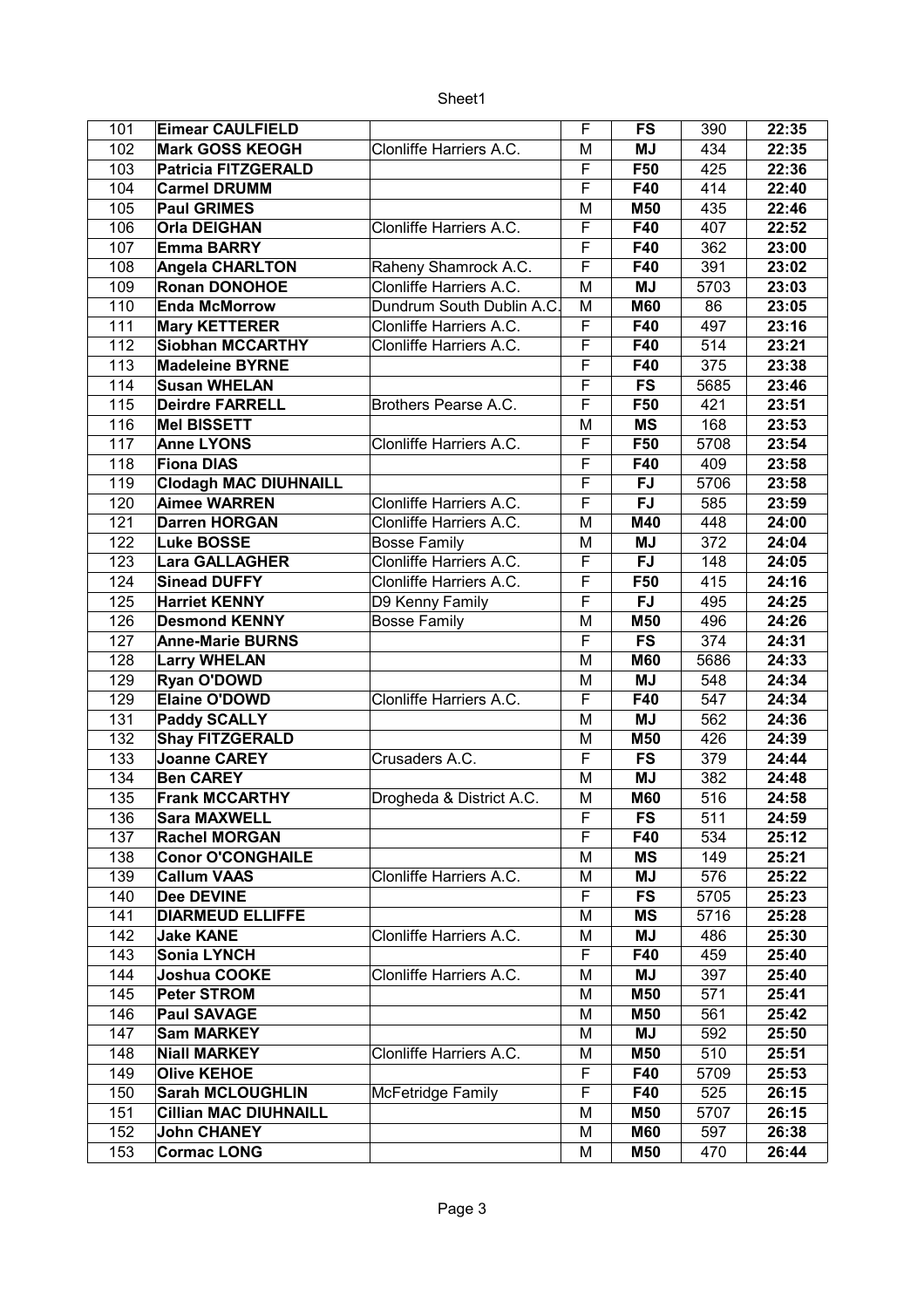| 101 | **Eimear CAULFIELD** | | F | **FS** | 390 | **22:35** |
|---|---|---|---|---|---|---|
| 102 | **Mark GOSS KEOGH** | Clonliffe Harriers A.C. | M | **MJ** | 434 | **22:35** |
| 103 | **Patricia FITZGERALD** | | F | **F50** | 425 | **22:36** |
| 104 | **Carmel DRUMM** | | F | **F40** | 414 | **22:40** |
| 105 | **Paul GRIMES** | | M | **M50** | 435 | **22:46** |
| 106 | **Orla DEIGHAN** | Clonliffe Harriers A.C. | F | **F40** | 407 | **22:52** |
| 107 | **Emma BARRY** | | F | **F40** | 362 | **23:00** |
| 108 | **Angela CHARLTON** | Raheny Shamrock A.C. | F | **F40** | 391 | **23:02** |
| 109 | **Ronan DONOHOE** | Clonliffe Harriers A.C. | M | **MJ** | 5703 | **23:03** |
| 110 | **Enda McMorrow** | Dundrum South Dublin A.C. | M | **M60** | 86 | **23:05** |
| 111 | **Mary KETTERER** | Clonliffe Harriers A.C. | F | **F40** | 497 | **23:16** |
| 112 | **Siobhan MCCARTHY** | Clonliffe Harriers A.C. | F | **F40** | 514 | **23:21** |
| 113 | **Madeleine BYRNE** | | F | **F40** | 375 | **23:38** |
| 114 | **Susan WHELAN** | | F | **FS** | 5685 | **23:46** |
| 115 | **Deirdre FARRELL** | Brothers Pearse A.C. | F | **F50** | 421 | **23:51** |
| 116 | **Mel BISSETT** | | M | **MS** | 168 | **23:53** |
| 117 | **Anne LYONS** | Clonliffe Harriers A.C. | F | **F50** | 5708 | **23:54** |
| 118 | **Fiona DIAS** | | F | **F40** | 409 | **23:58** |
| 119 | **Clodagh MAC DIUHNAILL** | | F | **FJ** | 5706 | **23:58** |
| 120 | **Aimee WARREN** | Clonliffe Harriers A.C. | F | **FJ** | 585 | **23:59** |
| 121 | **Darren HORGAN** | Clonliffe Harriers A.C. | M | **M40** | 448 | **24:00** |
| 122 | **Luke BOSSE** | Bosse Family | M | **MJ** | 372 | **24:04** |
| 123 | **Lara GALLAGHER** | Clonliffe Harriers A.C. | F | **FJ** | 148 | **24:05** |
| 124 | **Sinead DUFFY** | Clonliffe Harriers A.C. | F | **F50** | 415 | **24:16** |
| 125 | **Harriet KENNY** | D9 Kenny Family | F | **FJ** | 495 | **24:25** |
| 126 | **Desmond KENNY** | Bosse Family | M | **M50** | 496 | **24:26** |
| 127 | **Anne-Marie BURNS** | | F | **FS** | 374 | **24:31** |
| 128 | **Larry WHELAN** | | M | **M60** | 5686 | **24:33** |
| 129 | **Ryan O'DOWD** | | M | **MJ** | 548 | **24:34** |
| 129 | **Elaine O'DOWD** | Clonliffe Harriers A.C. | F | **F40** | 547 | **24:34** |
| 131 | **Paddy SCALLY** | | M | **MJ** | 562 | **24:36** |
| 132 | **Shay FITZGERALD** | | M | **M50** | 426 | **24:39** |
| 133 | **Joanne CAREY** | Crusaders A.C. | F | **FS** | 379 | **24:44** |
| 134 | **Ben CAREY** | | M | **MJ** | 382 | **24:48** |
| 135 | **Frank MCCARTHY** | Drogheda & District A.C. | M | **M60** | 516 | **24:58** |
| 136 | **Sara MAXWELL** | | F | **FS** | 511 | **24:59** |
| 137 | **Rachel MORGAN** | | F | **F40** | 534 | **25:12** |
| 138 | **Conor O'CONGHAILE** | | M | **MS** | 149 | **25:21** |
| 139 | **Callum VAAS** | Clonliffe Harriers A.C. | M | **MJ** | 576 | **25:22** |
| 140 | **Dee DEVINE** | | F | **FS** | 5705 | **25:23** |
| 141 | **DIARMEUD ELLIFFE** | | M | **MS** | 5716 | **25:28** |
| 142 | **Jake KANE** | Clonliffe Harriers A.C. | M | **MJ** | 486 | **25:30** |
| 143 | **Sonia LYNCH** | | F | **F40** | 459 | **25:40** |
| 144 | **Joshua COOKE** | Clonliffe Harriers A.C. | M | **MJ** | 397 | **25:40** |
| 145 | **Peter STROM** | | M | **M50** | 571 | **25:41** |
| 146 | **Paul SAVAGE** | | M | **M50** | 561 | **25:42** |
| 147 | **Sam MARKEY** | | M | **MJ** | 592 | **25:50** |
| 148 | **Niall MARKEY** | Clonliffe Harriers A.C. | M | **M50** | 510 | **25:51** |
| 149 | **Olive KEHOE** | | F | **F40** | 5709 | **25:53** |
| 150 | **Sarah MCLOUGHLIN** | McFetridge Family | F | **F40** | 525 | **26:15** |
| 151 | **Cillian MAC DIUHNAILL** | | M | **M50** | 5707 | **26:15** |
| 152 | **John CHANEY** | | M | **M60** | 597 | **26:38** |
| 153 | **Cormac LONG** | | M | **M50** | 470 | **26:44** |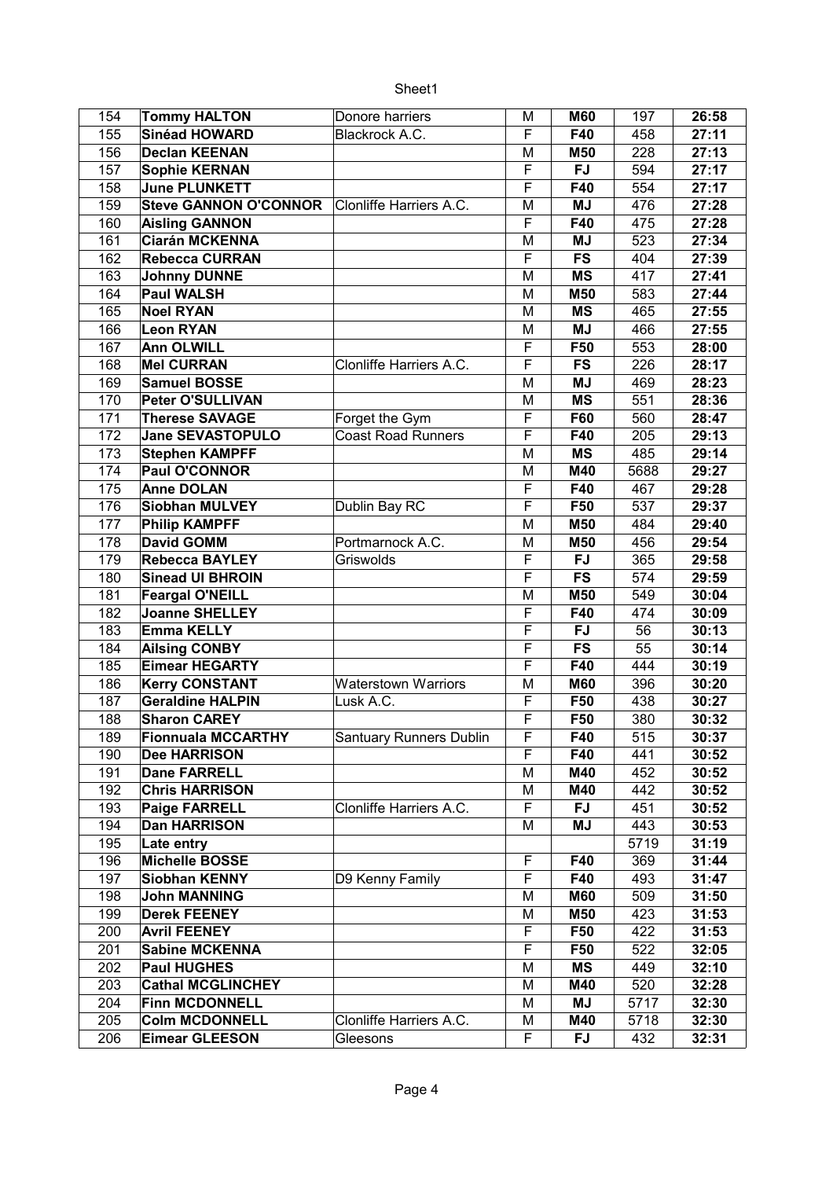| 154 | **Tommy HALTON** | Donore harriers | M | **M60** | 197 | **26:58** |
|---|---|---|---|---|---|---|
| 155 | **Sinéad HOWARD** | Blackrock A.C. | F | **F40** | 458 | **27:11** |
| 156 | **Declan KEENAN** | | M | **M50** | 228 | **27:13** |
| 157 | **Sophie KERNAN** | | F | **FJ** | 594 | **27:17** |
| 158 | **June PLUNKETT** | | F | **F40** | 554 | **27:17** |
| 159 | **Steve GANNON O'CONNOR** | Clonliffe Harriers A.C. | M | **MJ** | 476 | **27:28** |
| 160 | **Aisling GANNON** | | F | **F40** | 475 | **27:28** |
| 161 | **Ciarán MCKENNA** | | M | **MJ** | 523 | **27:34** |
| 162 | **Rebecca CURRAN** | | F | **FS** | 404 | **27:39** |
| 163 | **Johnny DUNNE** | | M | **MS** | 417 | **27:41** |
| 164 | **Paul WALSH** | | M | **M50** | 583 | **27:44** |
| 165 | **Noel RYAN** | | M | **MS** | 465 | **27:55** |
| 166 | **Leon RYAN** | | M | **MJ** | 466 | **27:55** |
| 167 | **Ann OLWILL** | | F | **F50** | 553 | **28:00** |
| 168 | **Mel CURRAN** | Clonliffe Harriers A.C. | F | **FS** | 226 | **28:17** |
| 169 | **Samuel BOSSE** | | M | **MJ** | 469 | **28:23** |
| 170 | **Peter O'SULLIVAN** | | M | **MS** | 551 | **28:36** |
| 171 | **Therese SAVAGE** | Forget the Gym | F | **F60** | 560 | **28:47** |
| 172 | **Jane SEVASTOPULO** | Coast Road Runners | F | **F40** | 205 | **29:13** |
| 173 | **Stephen KAMPFF** | | M | **MS** | 485 | **29:14** |
| 174 | **Paul O'CONNOR** | | M | **M40** | 5688 | **29:27** |
| 175 | **Anne DOLAN** | | F | **F40** | 467 | **29:28** |
| 176 | **Siobhan MULVEY** | Dublin Bay RC | F | **F50** | 537 | **29:37** |
| 177 | **Philip KAMPFF** | | M | **M50** | 484 | **29:40** |
| 178 | **David GOMM** | Portmarnock A.C. | M | **M50** | 456 | **29:54** |
| 179 | **Rebecca BAYLEY** | Griswolds | F | **FJ** | 365 | **29:58** |
| 180 | **Sinead UI BHROIN** | | F | **FS** | 574 | **29:59** |
| 181 | **Feargal O'NEILL** | | M | **M50** | 549 | **30:04** |
| 182 | **Joanne SHELLEY** | | F | **F40** | 474 | **30:09** |
| 183 | **Emma KELLY** | | F | **FJ** | 56 | **30:13** |
| 184 | **Ailsing CONBY** | | F | **FS** | 55 | **30:14** |
| 185 | **Eimear HEGARTY** | | F | **F40** | 444 | **30:19** |
| 186 | **Kerry CONSTANT** | Waterstown Warriors | M | **M60** | 396 | **30:20** |
| 187 | **Geraldine HALPIN** | Lusk A.C. | F | **F50** | 438 | **30:27** |
| 188 | **Sharon CAREY** | | F | **F50** | 380 | **30:32** |
| 189 | **Fionnuala MCCARTHY** | Santuary Runners Dublin | F | **F40** | 515 | **30:37** |
| 190 | **Dee HARRISON** | | F | **F40** | 441 | **30:52** |
| 191 | **Dane FARRELL** | | M | **M40** | 452 | **30:52** |
| 192 | **Chris HARRISON** | | M | **M40** | 442 | **30:52** |
| 193 | **Paige FARRELL** | Clonliffe Harriers A.C. | F | **FJ** | 451 | **30:52** |
| 194 | **Dan HARRISON** | | M | **MJ** | 443 | **30:53** |
| 195 | **Late entry** | | | | 5719 | **31:19** |
| 196 | **Michelle BOSSE** | | F | **F40** | 369 | **31:44** |
| 197 | **Siobhan KENNY** | D9 Kenny Family | F | **F40** | 493 | **31:47** |
| 198 | **John MANNING** | | M | **M60** | 509 | **31:50** |
| 199 | **Derek FEENEY** | | M | **M50** | 423 | **31:53** |
| 200 | **Avril FEENEY** | | F | **F50** | 422 | **31:53** |
| 201 | **Sabine MCKENNA** | | F | **F50** | 522 | **32:05** |
| 202 | **Paul HUGHES** | | M | **MS** | 449 | **32:10** |
| 203 | **Cathal MCGLINCHEY** | | M | **M40** | 520 | **32:28** |
| 204 | **Finn MCDONNELL** | | M | **MJ** | 5717 | **32:30** |
| 205 | **Colm MCDONNELL** | Clonliffe Harriers A.C. | M | **M40** | 5718 | **32:30** |
| 206 | **Eimear GLEESON** | Gleesons | F | **FJ** | 432 | **32:31** |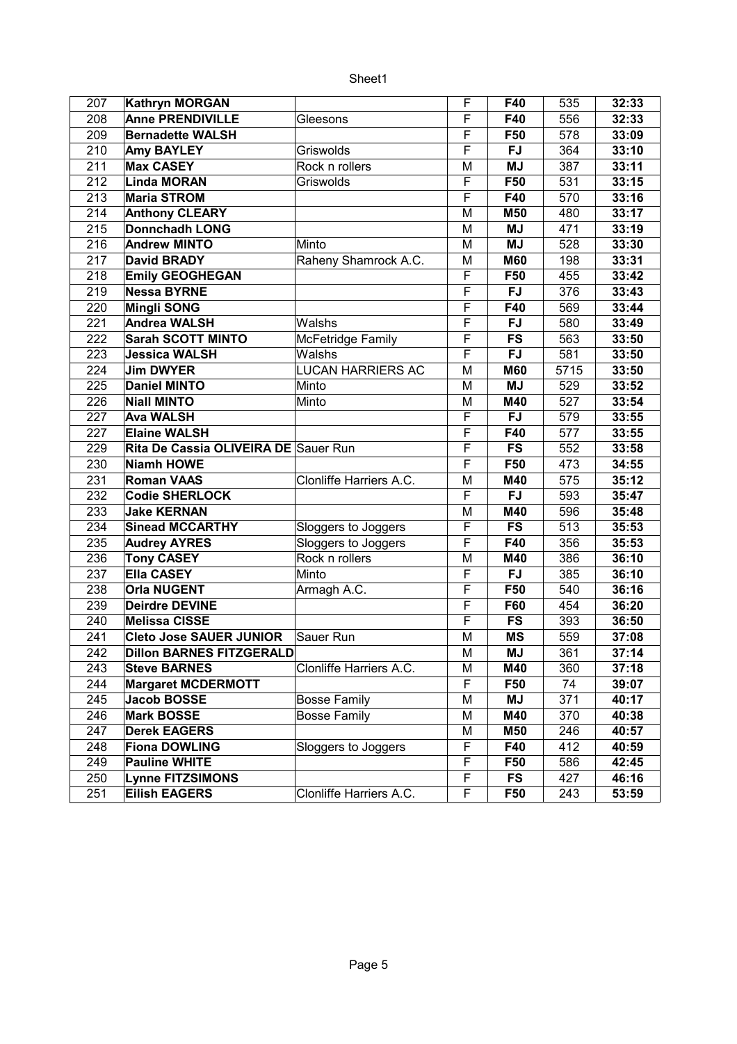| | | | | | | |
|---|---|---|---|---|---|---|
| 207 | **Kathryn MORGAN** | | F | **F40** | 535 | **32:33** |
| 208 | **Anne PRENDIVILLE** | Gleesons | F | **F40** | 556 | **32:33** |
| 209 | **Bernadette WALSH** | | F | **F50** | 578 | **33:09** |
| 210 | **Amy BAYLEY** | Griswolds | F | **FJ** | 364 | **33:10** |
| 211 | **Max CASEY** | Rock n rollers | M | **MJ** | 387 | **33:11** |
| 212 | **Linda MORAN** | Griswolds | F | **F50** | 531 | **33:15** |
| 213 | **Maria STROM** | | F | **F40** | 570 | **33:16** |
| 214 | **Anthony CLEARY** | | M | **M50** | 480 | **33:17** |
| 215 | **Donnchadh LONG** | | M | **MJ** | 471 | **33:19** |
| 216 | **Andrew MINTO** | Minto | M | **MJ** | 528 | **33:30** |
| 217 | **David BRADY** | Raheny Shamrock A.C. | M | **M60** | 198 | **33:31** |
| 218 | **Emily GEOGHEGAN** | | F | **F50** | 455 | **33:42** |
| 219 | **Nessa BYRNE** | | F | **FJ** | 376 | **33:43** |
| 220 | **Mingli SONG** | | F | **F40** | 569 | **33:44** |
| 221 | **Andrea WALSH** | Walshs | F | **FJ** | 580 | **33:49** |
| 222 | **Sarah SCOTT MINTO** | McFetridge Family | F | **FS** | 563 | **33:50** |
| 223 | **Jessica WALSH** | Walshs | F | **FJ** | 581 | **33:50** |
| 224 | **Jim DWYER** | LUCAN HARRIERS AC | M | **M60** | 5715 | **33:50** |
| 225 | **Daniel MINTO** | Minto | M | **MJ** | 529 | **33:52** |
| 226 | **Niall MINTO** | Minto | M | **M40** | 527 | **33:54** |
| 227 | **Ava WALSH** | | F | **FJ** | 579 | **33:55** |
| 227 | **Elaine WALSH** | | F | **F40** | 577 | **33:55** |
| 229 | **Rita De Cassia OLIVEIRA DE** | Sauer Run | F | **FS** | 552 | **33:58** |
| 230 | **Niamh HOWE** | | F | **F50** | 473 | **34:55** |
| 231 | **Roman VAAS** | Clonliffe Harriers A.C. | M | **M40** | 575 | **35:12** |
| 232 | **Codie SHERLOCK** | | F | **FJ** | 593 | **35:47** |
| 233 | **Jake KERNAN** | | M | **M40** | 596 | **35:48** |
| 234 | **Sinead MCCARTHY** | Sloggers to Joggers | F | **FS** | 513 | **35:53** |
| 235 | **Audrey AYRES** | Sloggers to Joggers | F | **F40** | 356 | **35:53** |
| 236 | **Tony CASEY** | Rock n rollers | M | **M40** | 386 | **36:10** |
| 237 | **Ella CASEY** | Minto | F | **FJ** | 385 | **36:10** |
| 238 | **Orla NUGENT** | Armagh A.C. | F | **F50** | 540 | **36:16** |
| 239 | **Deirdre DEVINE** | | F | **F60** | 454 | **36:20** |
| 240 | **Melissa CISSE** | | F | **FS** | 393 | **36:50** |
| 241 | **Cleto Jose SAUER JUNIOR** | Sauer Run | M | **MS** | 559 | **37:08** |
| 242 | **Dillon BARNES FITZGERALD** | | M | **MJ** | 361 | **37:14** |
| 243 | **Steve BARNES** | Clonliffe Harriers A.C. | M | **M40** | 360 | **37:18** |
| 244 | **Margaret MCDERMOTT** | | F | **F50** | 74 | **39:07** |
| 245 | **Jacob BOSSE** | Bosse Family | M | **MJ** | 371 | **40:17** |
| 246 | **Mark BOSSE** | Bosse Family | M | **M40** | 370 | **40:38** |
| 247 | **Derek EAGERS** | | M | **M50** | 246 | **40:57** |
| 248 | **Fiona DOWLING** | Sloggers to Joggers | F | **F40** | 412 | **40:59** |
| 249 | **Pauline WHITE** | | F | **F50** | 586 | **42:45** |
| 250 | **Lynne FITZSIMONS** | | F | **FS** | 427 | **46:16** |
| 251 | **Eilish EAGERS** | Clonliffe Harriers A.C. | F | **F50** | 243 | **53:59** |